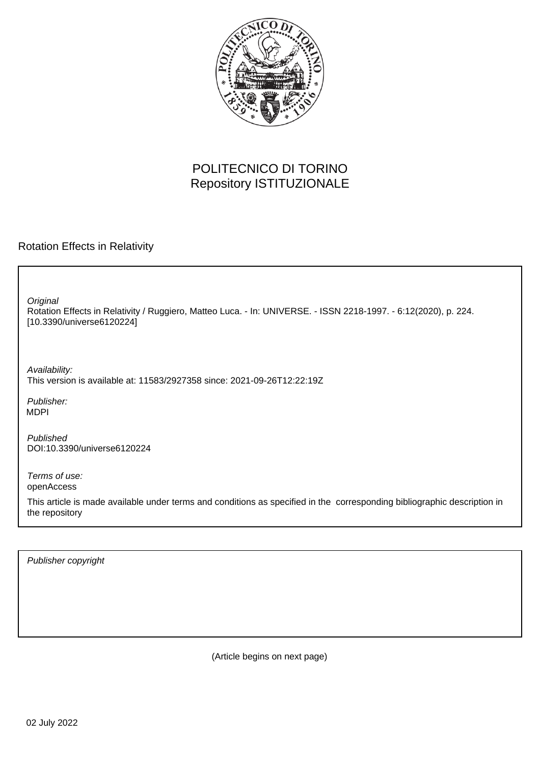POLITECNICO DI TORINO
Repository ISTITUZIONALE

Rotation Effects in Relativity

*Original*
Rotation Effects in Relativity / Ruggiero, Matteo Luca. - In: UNIVERSE. - ISSN 2218-1997. - 6:12(2020), p. 224. [10.3390/universe6120224]

*Availability:*
This version is available at: 11583/2927358 since: 2021-09-26T12:22:19Z

*Publisher:*
MDPI

*Published*
DOI:10.3390/universe6120224

*Terms of use:*
openAccess

This article is made available under terms and conditions as specified in the corresponding bibliographic description in the repository

*Publisher copyright*

(Article begins on next page)

02 July 2022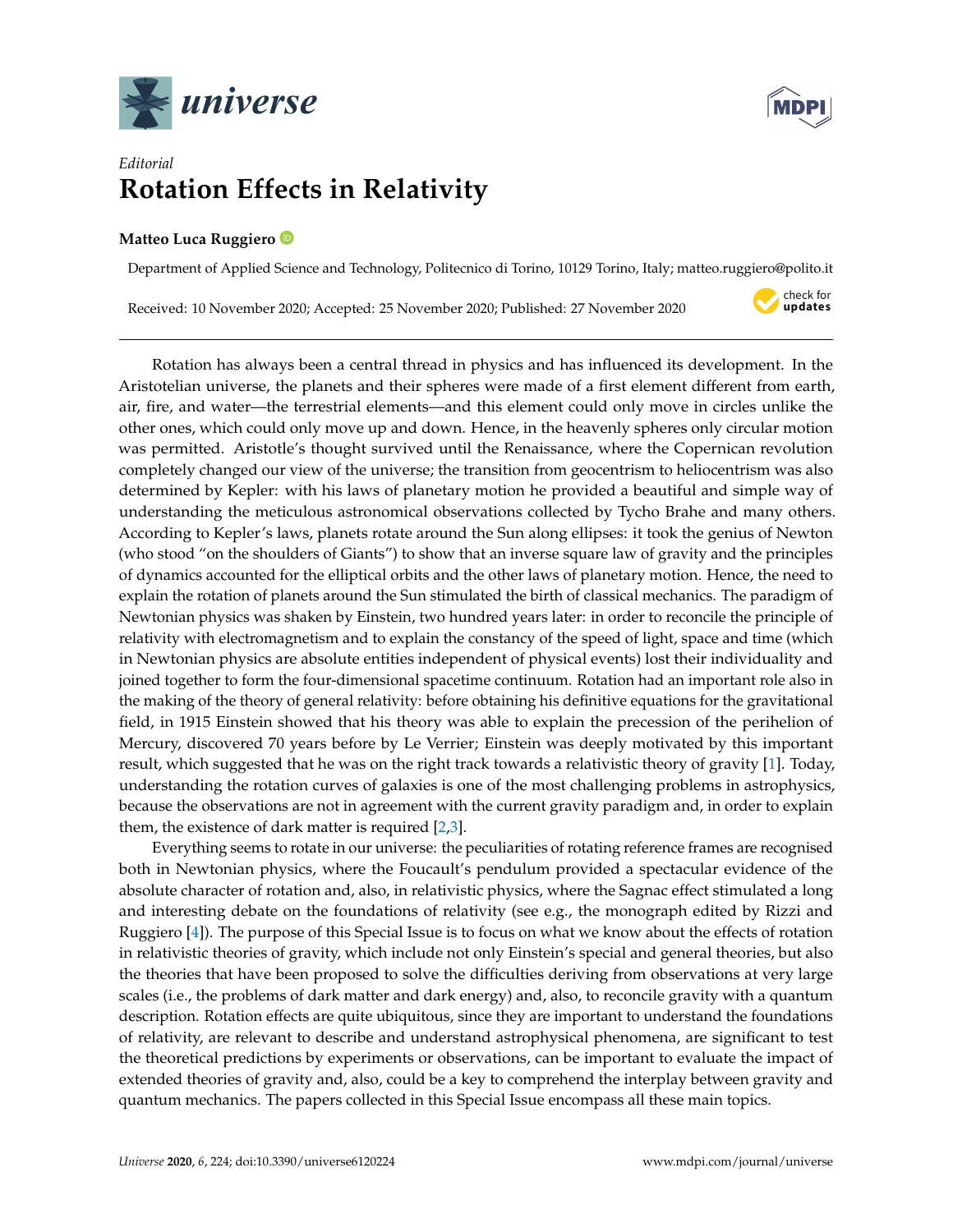*Editorial*

# Rotation Effects in Relativity

**Matteo Luca Ruggiero**

Department of Applied Science and Technology, Politecnico di Torino, 10129 Torino, Italy; matteo.ruggiero@polito.it

Received: 10 November 2020; Accepted: 25 November 2020; Published: 27 November 2020

---

Rotation has always been a central thread in physics and has influenced its development. In the Aristotelian universe, the planets and their spheres were made of a first element different from earth, air, fire, and water—the terrestrial elements—and this element could only move in circles unlike the other ones, which could only move up and down. Hence, in the heavenly spheres only circular motion was permitted. Aristotle's thought survived until the Renaissance, where the Copernican revolution completely changed our view of the universe; the transition from geocentrism to heliocentrism was also determined by Kepler: with his laws of planetary motion he provided a beautiful and simple way of understanding the meticulous astronomical observations collected by Tycho Brahe and many others. According to Kepler's laws, planets rotate around the Sun along ellipses: it took the genius of Newton (who stood "on the shoulders of Giants") to show that an inverse square law of gravity and the principles of dynamics accounted for the elliptical orbits and the other laws of planetary motion. Hence, the need to explain the rotation of planets around the Sun stimulated the birth of classical mechanics. The paradigm of Newtonian physics was shaken by Einstein, two hundred years later: in order to reconcile the principle of relativity with electromagnetism and to explain the constancy of the speed of light, space and time (which in Newtonian physics are absolute entities independent of physical events) lost their individuality and joined together to form the four-dimensional spacetime continuum. Rotation had an important role also in the making of the theory of general relativity: before obtaining his definitive equations for the gravitational field, in 1915 Einstein showed that his theory was able to explain the precession of the perihelion of Mercury, discovered 70 years before by Le Verrier; Einstein was deeply motivated by this important result, which suggested that he was on the right track towards a relativistic theory of gravity [1]. Today, understanding the rotation curves of galaxies is one of the most challenging problems in astrophysics, because the observations are not in agreement with the current gravity paradigm and, in order to explain them, the existence of dark matter is required [2,3].

Everything seems to rotate in our universe: the peculiarities of rotating reference frames are recognised both in Newtonian physics, where the Foucault's pendulum provided a spectacular evidence of the absolute character of rotation and, also, in relativistic physics, where the Sagnac effect stimulated a long and interesting debate on the foundations of relativity (see e.g., the monograph edited by Rizzi and Ruggiero [4]). The purpose of this Special Issue is to focus on what we know about the effects of rotation in relativistic theories of gravity, which include not only Einstein's special and general theories, but also the theories that have been proposed to solve the difficulties deriving from observations at very large scales (i.e., the problems of dark matter and dark energy) and, also, to reconcile gravity with a quantum description. Rotation effects are quite ubiquitous, since they are important to understand the foundations of relativity, are relevant to describe and understand astrophysical phenomena, are significant to test the theoretical predictions by experiments or observations, can be important to evaluate the impact of extended theories of gravity and, also, could be a key to comprehend the interplay between gravity and quantum mechanics. The papers collected in this Special Issue encompass all these main topics.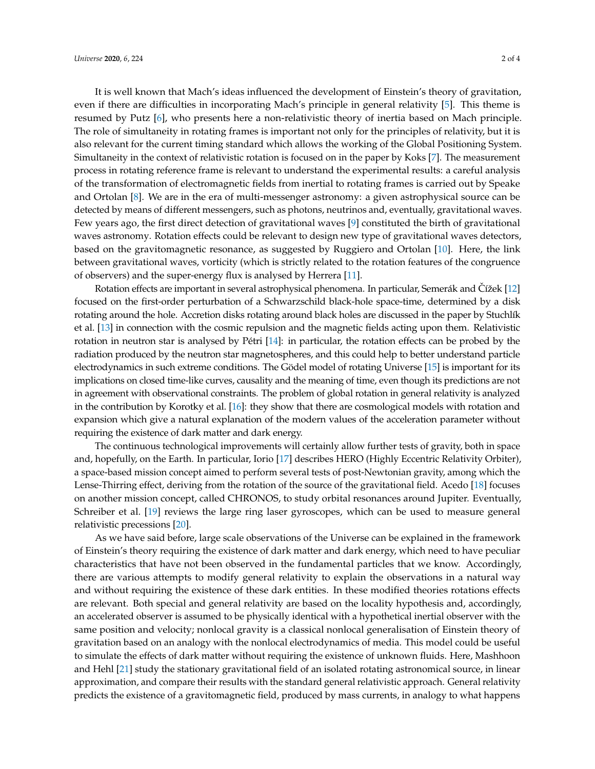It is well known that Mach's ideas influenced the development of Einstein's theory of gravitation, even if there are difficulties in incorporating Mach's principle in general relativity [5]. This theme is resumed by Putz [6], who presents here a non-relativistic theory of inertia based on Mach principle. The role of simultaneity in rotating frames is important not only for the principles of relativity, but it is also relevant for the current timing standard which allows the working of the Global Positioning System. Simultaneity in the context of relativistic rotation is focused on in the paper by Koks [7]. The measurement process in rotating reference frame is relevant to understand the experimental results: a careful analysis of the transformation of electromagnetic fields from inertial to rotating frames is carried out by Speake and Ortolan [8]. We are in the era of multi-messenger astronomy: a given astrophysical source can be detected by means of different messengers, such as photons, neutrinos and, eventually, gravitational waves. Few years ago, the first direct detection of gravitational waves [9] constituted the birth of gravitational waves astronomy. Rotation effects could be relevant to design new type of gravitational waves detectors, based on the gravitomagnetic resonance, as suggested by Ruggiero and Ortolan [10]. Here, the link between gravitational waves, vorticity (which is strictly related to the rotation features of the congruence of observers) and the super-energy flux is analysed by Herrera [11].

Rotation effects are important in several astrophysical phenomena. In particular, Semerák and Čížek [12] focused on the first-order perturbation of a Schwarzschild black-hole space-time, determined by a disk rotating around the hole. Accretion disks rotating around black holes are discussed in the paper by Stuchlík et al. [13] in connection with the cosmic repulsion and the magnetic fields acting upon them. Relativistic rotation in neutron star is analysed by Pétri [14]: in particular, the rotation effects can be probed by the radiation produced by the neutron star magnetospheres, and this could help to better understand particle electrodynamics in such extreme conditions. The Gödel model of rotating Universe [15] is important for its implications on closed time-like curves, causality and the meaning of time, even though its predictions are not in agreement with observational constraints. The problem of global rotation in general relativity is analyzed in the contribution by Korotky et al. [16]: they show that there are cosmological models with rotation and expansion which give a natural explanation of the modern values of the acceleration parameter without requiring the existence of dark matter and dark energy.

The continuous technological improvements will certainly allow further tests of gravity, both in space and, hopefully, on the Earth. In particular, Iorio [17] describes HERO (Highly Eccentric Relativity Orbiter), a space-based mission concept aimed to perform several tests of post-Newtonian gravity, among which the Lense-Thirring effect, deriving from the rotation of the source of the gravitational field. Acedo [18] focuses on another mission concept, called CHRONOS, to study orbital resonances around Jupiter. Eventually, Schreiber et al. [19] reviews the large ring laser gyroscopes, which can be used to measure general relativistic precessions [20].

As we have said before, large scale observations of the Universe can be explained in the framework of Einstein's theory requiring the existence of dark matter and dark energy, which need to have peculiar characteristics that have not been observed in the fundamental particles that we know. Accordingly, there are various attempts to modify general relativity to explain the observations in a natural way and without requiring the existence of these dark entities. In these modified theories rotations effects are relevant. Both special and general relativity are based on the locality hypothesis and, accordingly, an accelerated observer is assumed to be physically identical with a hypothetical inertial observer with the same position and velocity; nonlocal gravity is a classical nonlocal generalisation of Einstein theory of gravitation based on an analogy with the nonlocal electrodynamics of media. This model could be useful to simulate the effects of dark matter without requiring the existence of unknown fluids. Here, Mashhoon and Hehl [21] study the stationary gravitational field of an isolated rotating astronomical source, in linear approximation, and compare their results with the standard general relativistic approach. General relativity predicts the existence of a gravitomagnetic field, produced by mass currents, in analogy to what happens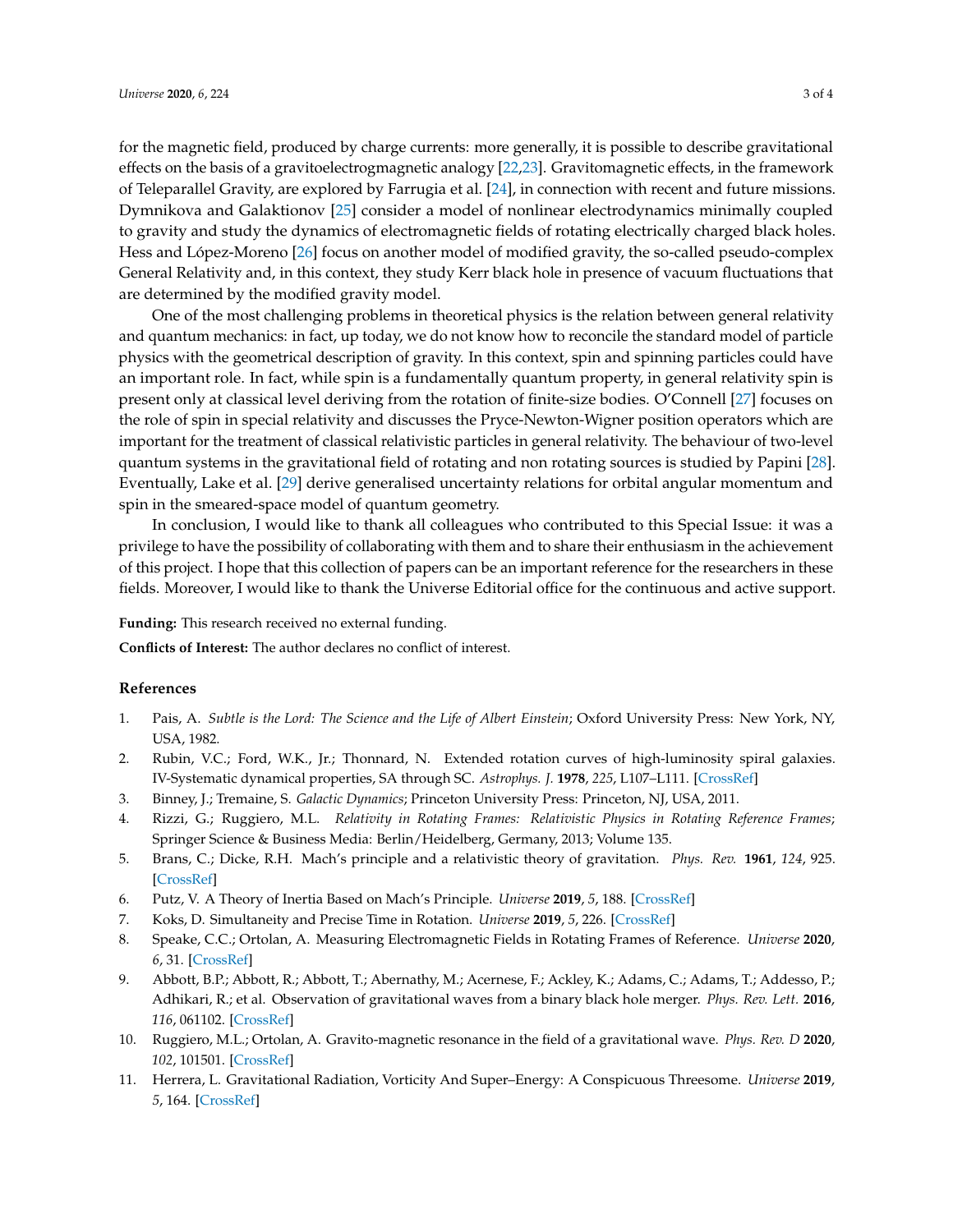for the magnetic field, produced by charge currents: more generally, it is possible to describe gravitational effects on the basis of a gravitoelectrogmagnetic analogy [22,23]. Gravitomagnetic effects, in the framework of Teleparallel Gravity, are explored by Farrugia et al. [24], in connection with recent and future missions. Dymnikova and Galaktionov [25] consider a model of nonlinear electrodynamics minimally coupled to gravity and study the dynamics of electromagnetic fields of rotating electrically charged black holes. Hess and López-Moreno [26] focus on another model of modified gravity, the so-called pseudo-complex General Relativity and, in this context, they study Kerr black hole in presence of vacuum fluctuations that are determined by the modified gravity model.

One of the most challenging problems in theoretical physics is the relation between general relativity and quantum mechanics: in fact, up today, we do not know how to reconcile the standard model of particle physics with the geometrical description of gravity. In this context, spin and spinning particles could have an important role. In fact, while spin is a fundamentally quantum property, in general relativity spin is present only at classical level deriving from the rotation of finite-size bodies. O'Connell [27] focuses on the role of spin in special relativity and discusses the Pryce-Newton-Wigner position operators which are important for the treatment of classical relativistic particles in general relativity. The behaviour of two-level quantum systems in the gravitational field of rotating and non rotating sources is studied by Papini [28]. Eventually, Lake et al. [29] derive generalised uncertainty relations for orbital angular momentum and spin in the smeared-space model of quantum geometry.

In conclusion, I would like to thank all colleagues who contributed to this Special Issue: it was a privilege to have the possibility of collaborating with them and to share their enthusiasm in the achievement of this project. I hope that this collection of papers can be an important reference for the researchers in these fields. Moreover, I would like to thank the Universe Editorial office for the continuous and active support.

**Funding:** This research received no external funding.

**Conflicts of Interest:** The author declares no conflict of interest.

## References

1. Pais, A. *Subtle is the Lord: The Science and the Life of Albert Einstein*; Oxford University Press: New York, NY, USA, 1982.
2. Rubin, V.C.; Ford, W.K., Jr.; Thonnard, N. Extended rotation curves of high-luminosity spiral galaxies. IV-Systematic dynamical properties, SA through SC. *Astrophys. J.* **1978**, *225*, L107–L111. [CrossRef]
3. Binney, J.; Tremaine, S. *Galactic Dynamics*; Princeton University Press: Princeton, NJ, USA, 2011.
4. Rizzi, G.; Ruggiero, M.L. *Relativity in Rotating Frames: Relativistic Physics in Rotating Reference Frames*; Springer Science & Business Media: Berlin/Heidelberg, Germany, 2013; Volume 135.
5. Brans, C.; Dicke, R.H. Mach's principle and a relativistic theory of gravitation. *Phys. Rev.* **1961**, *124*, 925. [CrossRef]
6. Putz, V. A Theory of Inertia Based on Mach's Principle. *Universe* **2019**, *5*, 188. [CrossRef]
7. Koks, D. Simultaneity and Precise Time in Rotation. *Universe* **2019**, *5*, 226. [CrossRef]
8. Speake, C.C.; Ortolan, A. Measuring Electromagnetic Fields in Rotating Frames of Reference. *Universe* **2020**, *6*, 31. [CrossRef]
9. Abbott, B.P.; Abbott, R.; Abbott, T.; Abernathy, M.; Acernese, F.; Ackley, K.; Adams, C.; Adams, T.; Addesso, P.; Adhikari, R.; et al. Observation of gravitational waves from a binary black hole merger. *Phys. Rev. Lett.* **2016**, *116*, 061102. [CrossRef]
10. Ruggiero, M.L.; Ortolan, A. Gravito-magnetic resonance in the field of a gravitational wave. *Phys. Rev. D* **2020**, *102*, 101501. [CrossRef]
11. Herrera, L. Gravitational Radiation, Vorticity And Super–Energy: A Conspicuous Threesome. *Universe* **2019**, *5*, 164. [CrossRef]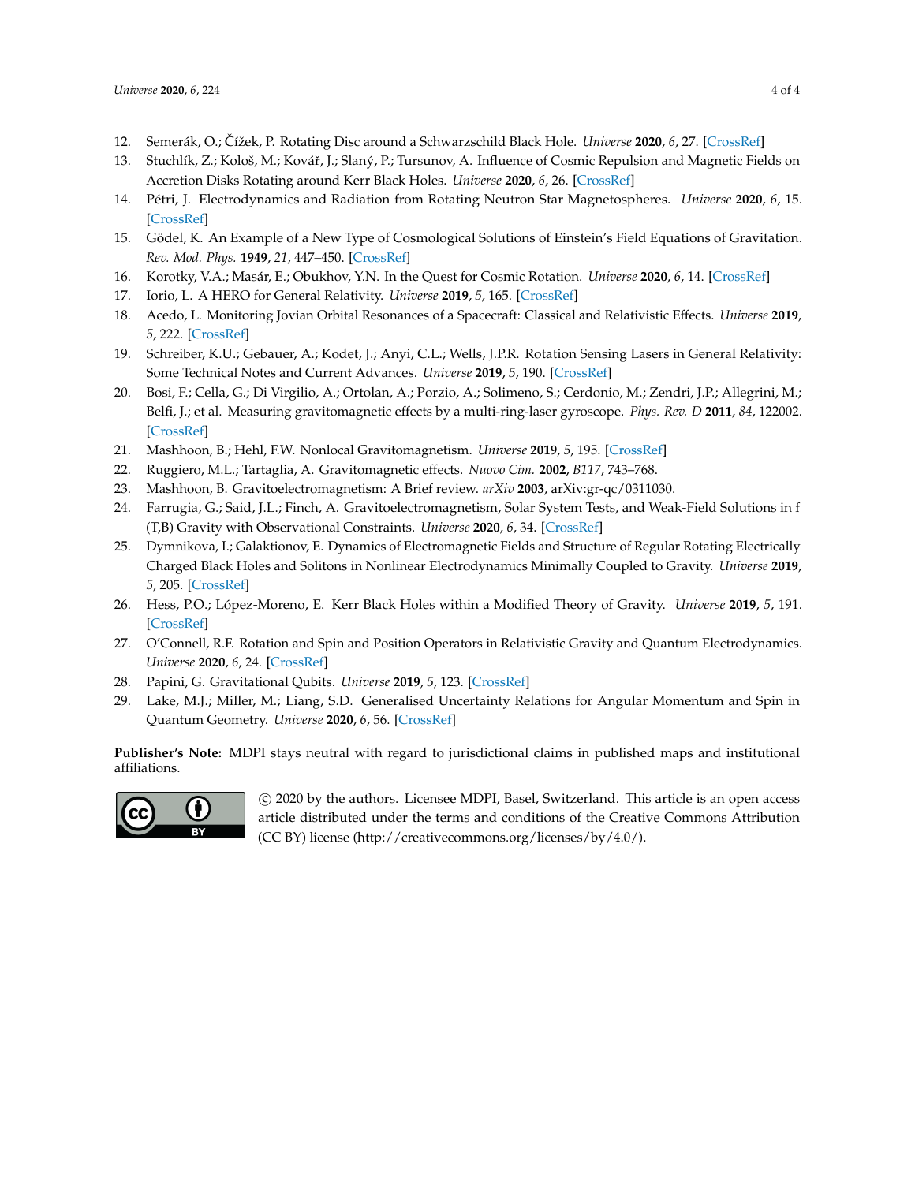12. Semerák, O.; Čížek, P. Rotating Disc around a Schwarzschild Black Hole. *Universe* **2020**, *6*, 27. [CrossRef]
13. Stuchlík, Z.; Kološ, M.; Kovář, J.; Slaný, P.; Tursunov, A. Influence of Cosmic Repulsion and Magnetic Fields on Accretion Disks Rotating around Kerr Black Holes. *Universe* **2020**, *6*, 26. [CrossRef]
14. Pétri, J. Electrodynamics and Radiation from Rotating Neutron Star Magnetospheres. *Universe* **2020**, *6*, 15. [CrossRef]
15. Gödel, K. An Example of a New Type of Cosmological Solutions of Einstein's Field Equations of Gravitation. *Rev. Mod. Phys.* **1949**, *21*, 447–450. [CrossRef]
16. Korotky, V.A.; Masár, E.; Obukhov, Y.N. In the Quest for Cosmic Rotation. *Universe* **2020**, *6*, 14. [CrossRef]
17. Iorio, L. A HERO for General Relativity. *Universe* **2019**, *5*, 165. [CrossRef]
18. Acedo, L. Monitoring Jovian Orbital Resonances of a Spacecraft: Classical and Relativistic Effects. *Universe* **2019**, *5*, 222. [CrossRef]
19. Schreiber, K.U.; Gebauer, A.; Kodet, J.; Anyi, C.L.; Wells, J.P.R. Rotation Sensing Lasers in General Relativity: Some Technical Notes and Current Advances. *Universe* **2019**, *5*, 190. [CrossRef]
20. Bosi, F.; Cella, G.; Di Virgilio, A.; Ortolan, A.; Porzio, A.; Solimeno, S.; Cerdonio, M.; Zendri, J.P.; Allegrini, M.; Belfi, J.; et al. Measuring gravitomagnetic effects by a multi-ring-laser gyroscope. *Phys. Rev. D* **2011**, *84*, 122002. [CrossRef]
21. Mashhoon, B.; Hehl, F.W. Nonlocal Gravitomagnetism. *Universe* **2019**, *5*, 195. [CrossRef]
22. Ruggiero, M.L.; Tartaglia, A. Gravitomagnetic effects. *Nuovo Cim.* **2002**, *B117*, 743–768.
23. Mashhoon, B. Gravitoelectromagnetism: A Brief review. *arXiv* **2003**, arXiv:gr-qc/0311030.
24. Farrugia, G.; Said, J.L.; Finch, A. Gravitoelectromagnetism, Solar System Tests, and Weak-Field Solutions in f (T,B) Gravity with Observational Constraints. *Universe* **2020**, *6*, 34. [CrossRef]
25. Dymnikova, I.; Galaktionov, E. Dynamics of Electromagnetic Fields and Structure of Regular Rotating Electrically Charged Black Holes and Solitons in Nonlinear Electrodynamics Minimally Coupled to Gravity. *Universe* **2019**, *5*, 205. [CrossRef]
26. Hess, P.O.; López-Moreno, E. Kerr Black Holes within a Modified Theory of Gravity. *Universe* **2019**, *5*, 191. [CrossRef]
27. O'Connell, R.F. Rotation and Spin and Position Operators in Relativistic Gravity and Quantum Electrodynamics. *Universe* **2020**, *6*, 24. [CrossRef]
28. Papini, G. Gravitational Qubits. *Universe* **2019**, *5*, 123. [CrossRef]
29. Lake, M.J.; Miller, M.; Liang, S.D. Generalised Uncertainty Relations for Angular Momentum and Spin in Quantum Geometry. *Universe* **2020**, *6*, 56. [CrossRef]

**Publisher's Note:** MDPI stays neutral with regard to jurisdictional claims in published maps and institutional affiliations.

© 2020 by the authors. Licensee MDPI, Basel, Switzerland. This article is an open access article distributed under the terms and conditions of the Creative Commons Attribution (CC BY) license (http://creativecommons.org/licenses/by/4.0/).